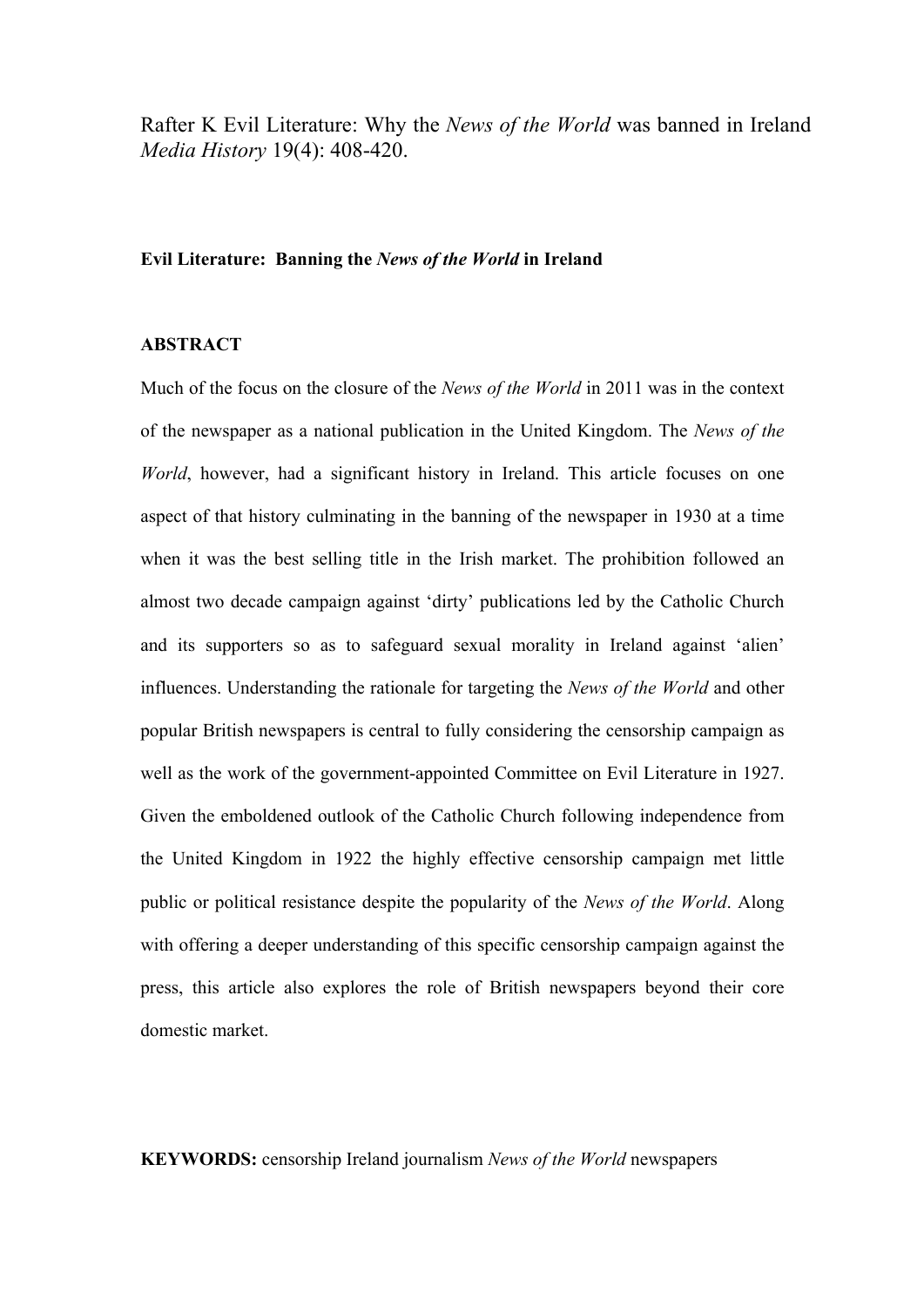Rafter K Evil Literature: Why the *News of the World* was banned in Ireland *Media History* 19(4): 408-420.

**Evil Literature: Banning the *News of the World* in Ireland**

**ABSTRACT**

Much of the focus on the closure of the *News of the World* in 2011 was in the context of the newspaper as a national publication in the United Kingdom. The *News of the World*, however, had a significant history in Ireland. This article focuses on one aspect of that history culminating in the banning of the newspaper in 1930 at a time when it was the best selling title in the Irish market. The prohibition followed an almost two decade campaign against 'dirty' publications led by the Catholic Church and its supporters so as to safeguard sexual morality in Ireland against 'alien' influences. Understanding the rationale for targeting the *News of the World* and other popular British newspapers is central to fully considering the censorship campaign as well as the work of the government-appointed Committee on Evil Literature in 1927. Given the emboldened outlook of the Catholic Church following independence from the United Kingdom in 1922 the highly effective censorship campaign met little public or political resistance despite the popularity of the *News of the World*. Along with offering a deeper understanding of this specific censorship campaign against the press, this article also explores the role of British newspapers beyond their core domestic market.

**KEYWORDS:** censorship Ireland journalism *News of the World* newspapers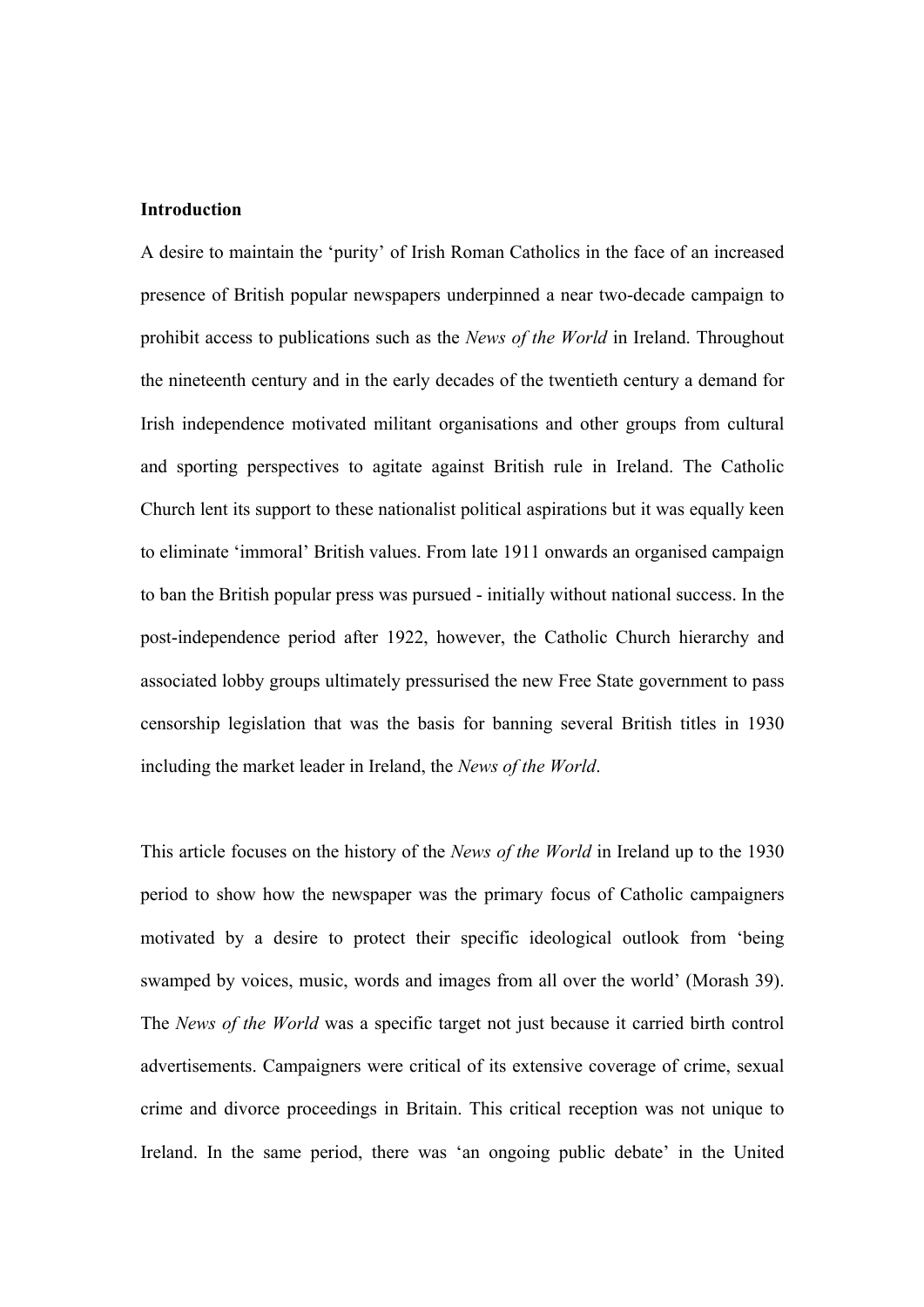## Introduction

A desire to maintain the 'purity' of Irish Roman Catholics in the face of an increased presence of British popular newspapers underpinned a near two-decade campaign to prohibit access to publications such as the *News of the World* in Ireland. Throughout the nineteenth century and in the early decades of the twentieth century a demand for Irish independence motivated militant organisations and other groups from cultural and sporting perspectives to agitate against British rule in Ireland. The Catholic Church lent its support to these nationalist political aspirations but it was equally keen to eliminate 'immoral' British values. From late 1911 onwards an organised campaign to ban the British popular press was pursued - initially without national success. In the post-independence period after 1922, however, the Catholic Church hierarchy and associated lobby groups ultimately pressurised the new Free State government to pass censorship legislation that was the basis for banning several British titles in 1930 including the market leader in Ireland, the *News of the World*.

This article focuses on the history of the *News of the World* in Ireland up to the 1930 period to show how the newspaper was the primary focus of Catholic campaigners motivated by a desire to protect their specific ideological outlook from 'being swamped by voices, music, words and images from all over the world' (Morash 39). The *News of the World* was a specific target not just because it carried birth control advertisements. Campaigners were critical of its extensive coverage of crime, sexual crime and divorce proceedings in Britain. This critical reception was not unique to Ireland. In the same period, there was 'an ongoing public debate' in the United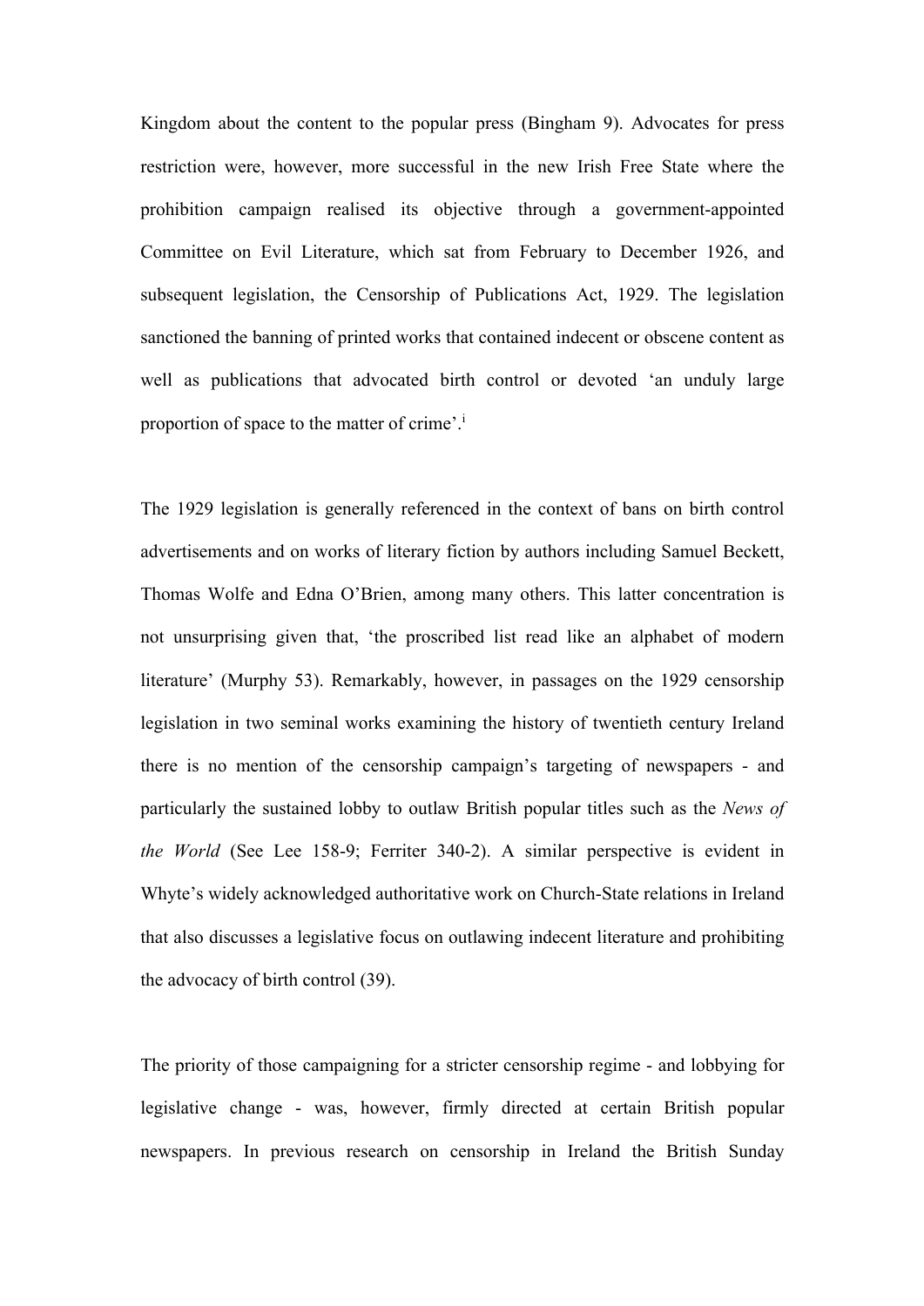Kingdom about the content to the popular press (Bingham 9). Advocates for press restriction were, however, more successful in the new Irish Free State where the prohibition campaign realised its objective through a government-appointed Committee on Evil Literature, which sat from February to December 1926, and subsequent legislation, the Censorship of Publications Act, 1929. The legislation sanctioned the banning of printed works that contained indecent or obscene content as well as publications that advocated birth control or devoted 'an unduly large proportion of space to the matter of crime'.[i]

The 1929 legislation is generally referenced in the context of bans on birth control advertisements and on works of literary fiction by authors including Samuel Beckett, Thomas Wolfe and Edna O'Brien, among many others. This latter concentration is not unsurprising given that, 'the proscribed list read like an alphabet of modern literature' (Murphy 53). Remarkably, however, in passages on the 1929 censorship legislation in two seminal works examining the history of twentieth century Ireland there is no mention of the censorship campaign's targeting of newspapers - and particularly the sustained lobby to outlaw British popular titles such as the *News of the World* (See Lee 158-9; Ferriter 340-2). A similar perspective is evident in Whyte's widely acknowledged authoritative work on Church-State relations in Ireland that also discusses a legislative focus on outlawing indecent literature and prohibiting the advocacy of birth control (39).

The priority of those campaigning for a stricter censorship regime - and lobbying for legislative change - was, however, firmly directed at certain British popular newspapers. In previous research on censorship in Ireland the British Sunday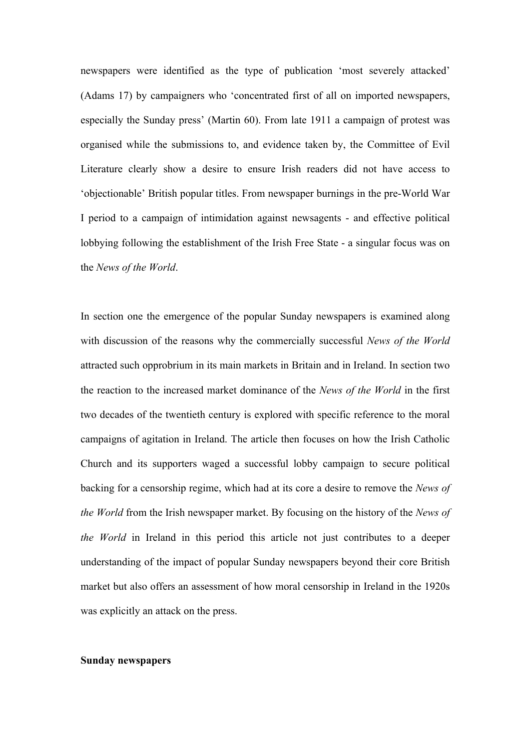newspapers were identified as the type of publication 'most severely attacked' (Adams 17) by campaigners who 'concentrated first of all on imported newspapers, especially the Sunday press' (Martin 60). From late 1911 a campaign of protest was organised while the submissions to, and evidence taken by, the Committee of Evil Literature clearly show a desire to ensure Irish readers did not have access to 'objectionable' British popular titles. From newspaper burnings in the pre-World War I period to a campaign of intimidation against newsagents - and effective political lobbying following the establishment of the Irish Free State - a singular focus was on the *News of the World*.

In section one the emergence of the popular Sunday newspapers is examined along with discussion of the reasons why the commercially successful *News of the World* attracted such opprobrium in its main markets in Britain and in Ireland. In section two the reaction to the increased market dominance of the *News of the World* in the first two decades of the twentieth century is explored with specific reference to the moral campaigns of agitation in Ireland. The article then focuses on how the Irish Catholic Church and its supporters waged a successful lobby campaign to secure political backing for a censorship regime, which had at its core a desire to remove the *News of the World* from the Irish newspaper market. By focusing on the history of the *News of the World* in Ireland in this period this article not just contributes to a deeper understanding of the impact of popular Sunday newspapers beyond their core British market but also offers an assessment of how moral censorship in Ireland in the 1920s was explicitly an attack on the press.

**Sunday newspapers**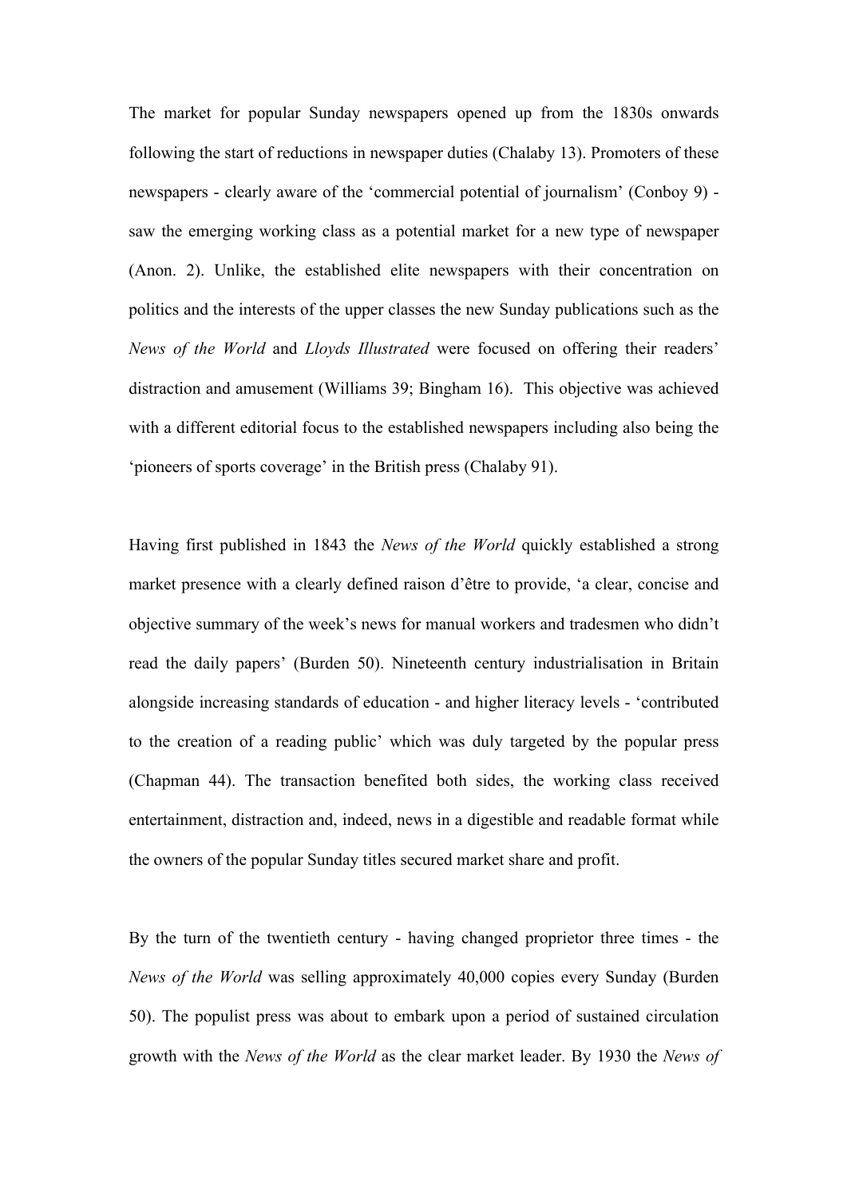The market for popular Sunday newspapers opened up from the 1830s onwards following the start of reductions in newspaper duties (Chalaby 13). Promoters of these newspapers - clearly aware of the 'commercial potential of journalism' (Conboy 9) - saw the emerging working class as a potential market for a new type of newspaper (Anon. 2). Unlike, the established elite newspapers with their concentration on politics and the interests of the upper classes the new Sunday publications such as the *News of the World* and *Lloyds Illustrated* were focused on offering their readers' distraction and amusement (Williams 39; Bingham 16). This objective was achieved with a different editorial focus to the established newspapers including also being the 'pioneers of sports coverage' in the British press (Chalaby 91).

Having first published in 1843 the *News of the World* quickly established a strong market presence with a clearly defined raison d'être to provide, 'a clear, concise and objective summary of the week's news for manual workers and tradesmen who didn't read the daily papers' (Burden 50). Nineteenth century industrialisation in Britain alongside increasing standards of education - and higher literacy levels - 'contributed to the creation of a reading public' which was duly targeted by the popular press (Chapman 44). The transaction benefited both sides, the working class received entertainment, distraction and, indeed, news in a digestible and readable format while the owners of the popular Sunday titles secured market share and profit.

By the turn of the twentieth century - having changed proprietor three times - the *News of the World* was selling approximately 40,000 copies every Sunday (Burden 50). The populist press was about to embark upon a period of sustained circulation growth with the *News of the World* as the clear market leader. By 1930 the *News of*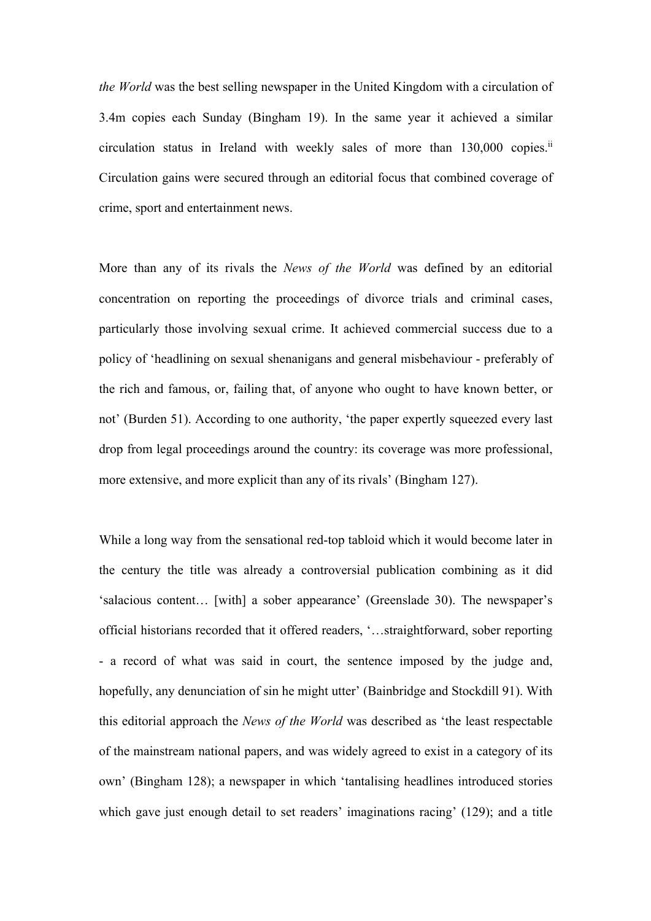*the World* was the best selling newspaper in the United Kingdom with a circulation of 3.4m copies each Sunday (Bingham 19). In the same year it achieved a similar circulation status in Ireland with weekly sales of more than 130,000 copies.[ii] Circulation gains were secured through an editorial focus that combined coverage of crime, sport and entertainment news.

More than any of its rivals the *News of the World* was defined by an editorial concentration on reporting the proceedings of divorce trials and criminal cases, particularly those involving sexual crime. It achieved commercial success due to a policy of 'headlining on sexual shenanigans and general misbehaviour - preferably of the rich and famous, or, failing that, of anyone who ought to have known better, or not' (Burden 51). According to one authority, 'the paper expertly squeezed every last drop from legal proceedings around the country: its coverage was more professional, more extensive, and more explicit than any of its rivals' (Bingham 127).

While a long way from the sensational red-top tabloid which it would become later in the century the title was already a controversial publication combining as it did 'salacious content… [with] a sober appearance' (Greenslade 30). The newspaper's official historians recorded that it offered readers, '…straightforward, sober reporting - a record of what was said in court, the sentence imposed by the judge and, hopefully, any denunciation of sin he might utter' (Bainbridge and Stockdill 91). With this editorial approach the *News of the World* was described as 'the least respectable of the mainstream national papers, and was widely agreed to exist in a category of its own' (Bingham 128); a newspaper in which 'tantalising headlines introduced stories which gave just enough detail to set readers' imaginations racing' (129); and a title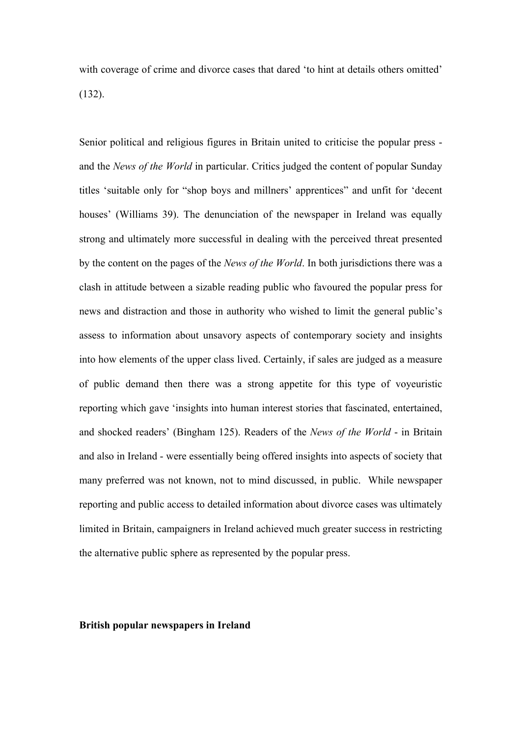with coverage of crime and divorce cases that dared 'to hint at details others omitted' (132).

Senior political and religious figures in Britain united to criticise the popular press - and the *News of the World* in particular. Critics judged the content of popular Sunday titles 'suitable only for "shop boys and millners' apprentices" and unfit for 'decent houses' (Williams 39). The denunciation of the newspaper in Ireland was equally strong and ultimately more successful in dealing with the perceived threat presented by the content on the pages of the *News of the World*. In both jurisdictions there was a clash in attitude between a sizable reading public who favoured the popular press for news and distraction and those in authority who wished to limit the general public's assess to information about unsavory aspects of contemporary society and insights into how elements of the upper class lived. Certainly, if sales are judged as a measure of public demand then there was a strong appetite for this type of voyeuristic reporting which gave 'insights into human interest stories that fascinated, entertained, and shocked readers' (Bingham 125). Readers of the *News of the World* - in Britain and also in Ireland - were essentially being offered insights into aspects of society that many preferred was not known, not to mind discussed, in public. While newspaper reporting and public access to detailed information about divorce cases was ultimately limited in Britain, campaigners in Ireland achieved much greater success in restricting the alternative public sphere as represented by the popular press.

**British popular newspapers in Ireland**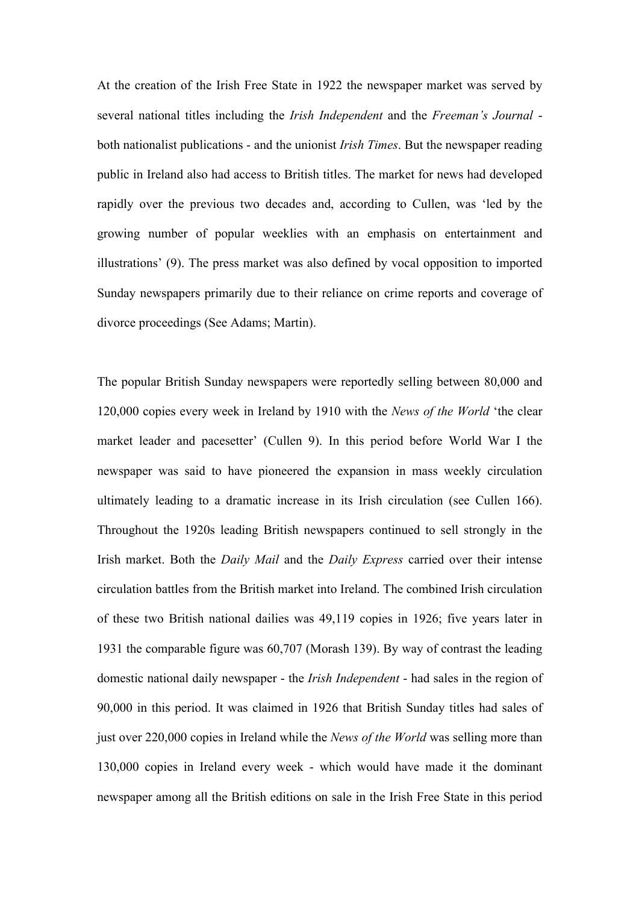At the creation of the Irish Free State in 1922 the newspaper market was served by several national titles including the *Irish Independent* and the *Freeman's Journal* - both nationalist publications - and the unionist *Irish Times*. But the newspaper reading public in Ireland also had access to British titles. The market for news had developed rapidly over the previous two decades and, according to Cullen, was 'led by the growing number of popular weeklies with an emphasis on entertainment and illustrations' (9). The press market was also defined by vocal opposition to imported Sunday newspapers primarily due to their reliance on crime reports and coverage of divorce proceedings (See Adams; Martin).

The popular British Sunday newspapers were reportedly selling between 80,000 and 120,000 copies every week in Ireland by 1910 with the *News of the World* 'the clear market leader and pacesetter' (Cullen 9). In this period before World War I the newspaper was said to have pioneered the expansion in mass weekly circulation ultimately leading to a dramatic increase in its Irish circulation (see Cullen 166). Throughout the 1920s leading British newspapers continued to sell strongly in the Irish market. Both the *Daily Mail* and the *Daily Express* carried over their intense circulation battles from the British market into Ireland. The combined Irish circulation of these two British national dailies was 49,119 copies in 1926; five years later in 1931 the comparable figure was 60,707 (Morash 139). By way of contrast the leading domestic national daily newspaper - the *Irish Independent* - had sales in the region of 90,000 in this period. It was claimed in 1926 that British Sunday titles had sales of just over 220,000 copies in Ireland while the *News of the World* was selling more than 130,000 copies in Ireland every week - which would have made it the dominant newspaper among all the British editions on sale in the Irish Free State in this period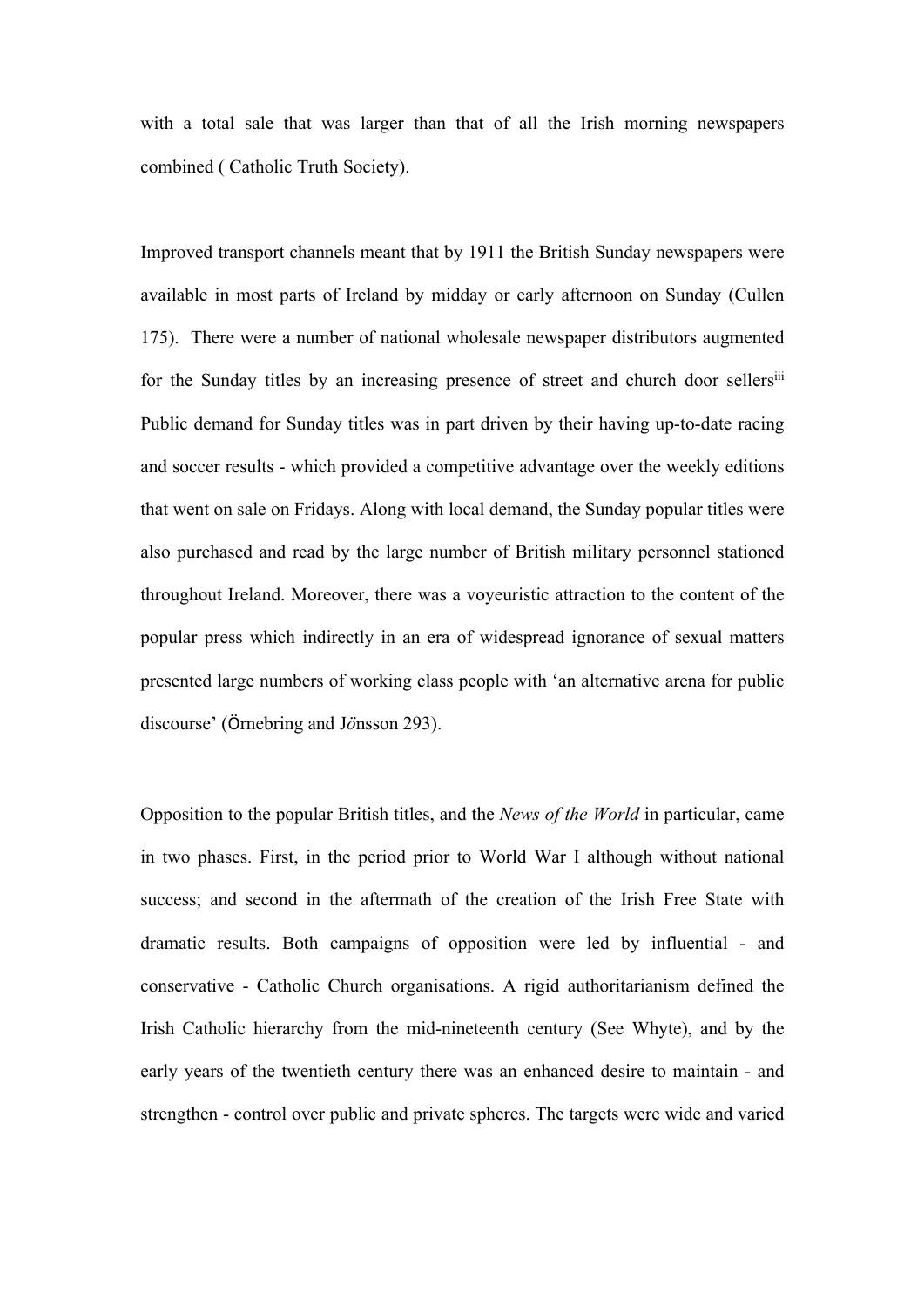with a total sale that was larger than that of all the Irish morning newspapers combined ( Catholic Truth Society).

Improved transport channels meant that by 1911 the British Sunday newspapers were available in most parts of Ireland by midday or early afternoon on Sunday (Cullen 175). There were a number of national wholesale newspaper distributors augmented for the Sunday titles by an increasing presence of street and church door sellers[iii] Public demand for Sunday titles was in part driven by their having up-to-date racing and soccer results - which provided a competitive advantage over the weekly editions that went on sale on Fridays. Along with local demand, the Sunday popular titles were also purchased and read by the large number of British military personnel stationed throughout Ireland. Moreover, there was a voyeuristic attraction to the content of the popular press which indirectly in an era of widespread ignorance of sexual matters presented large numbers of working class people with 'an alternative arena for public discourse' (Örnebring and Jönsson 293).

Opposition to the popular British titles, and the *News of the World* in particular, came in two phases. First, in the period prior to World War I although without national success; and second in the aftermath of the creation of the Irish Free State with dramatic results. Both campaigns of opposition were led by influential - and conservative - Catholic Church organisations. A rigid authoritarianism defined the Irish Catholic hierarchy from the mid-nineteenth century (See Whyte), and by the early years of the twentieth century there was an enhanced desire to maintain - and strengthen - control over public and private spheres. The targets were wide and varied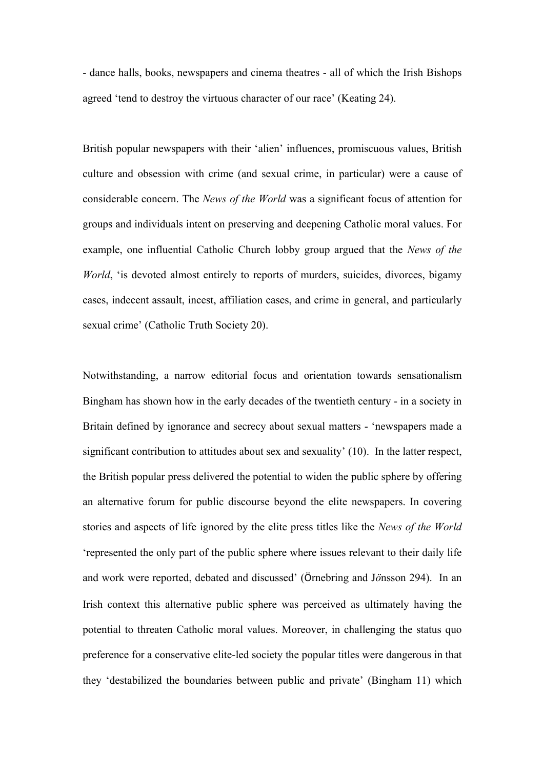- dance halls, books, newspapers and cinema theatres - all of which the Irish Bishops agreed 'tend to destroy the virtuous character of our race' (Keating 24).

British popular newspapers with their 'alien' influences, promiscuous values, British culture and obsession with crime (and sexual crime, in particular) were a cause of considerable concern. The *News of the World* was a significant focus of attention for groups and individuals intent on preserving and deepening Catholic moral values. For example, one influential Catholic Church lobby group argued that the *News of the World*, 'is devoted almost entirely to reports of murders, suicides, divorces, bigamy cases, indecent assault, incest, affiliation cases, and crime in general, and particularly sexual crime' (Catholic Truth Society 20).

Notwithstanding, a narrow editorial focus and orientation towards sensationalism Bingham has shown how in the early decades of the twentieth century - in a society in Britain defined by ignorance and secrecy about sexual matters - 'newspapers made a significant contribution to attitudes about sex and sexuality' (10). In the latter respect, the British popular press delivered the potential to widen the public sphere by offering an alternative forum for public discourse beyond the elite newspapers. In covering stories and aspects of life ignored by the elite press titles like the *News of the World* 'represented the only part of the public sphere where issues relevant to their daily life and work were reported, debated and discussed' (Örnebring and Jönsson 294). In an Irish context this alternative public sphere was perceived as ultimately having the potential to threaten Catholic moral values. Moreover, in challenging the status quo preference for a conservative elite-led society the popular titles were dangerous in that they 'destabilized the boundaries between public and private' (Bingham 11) which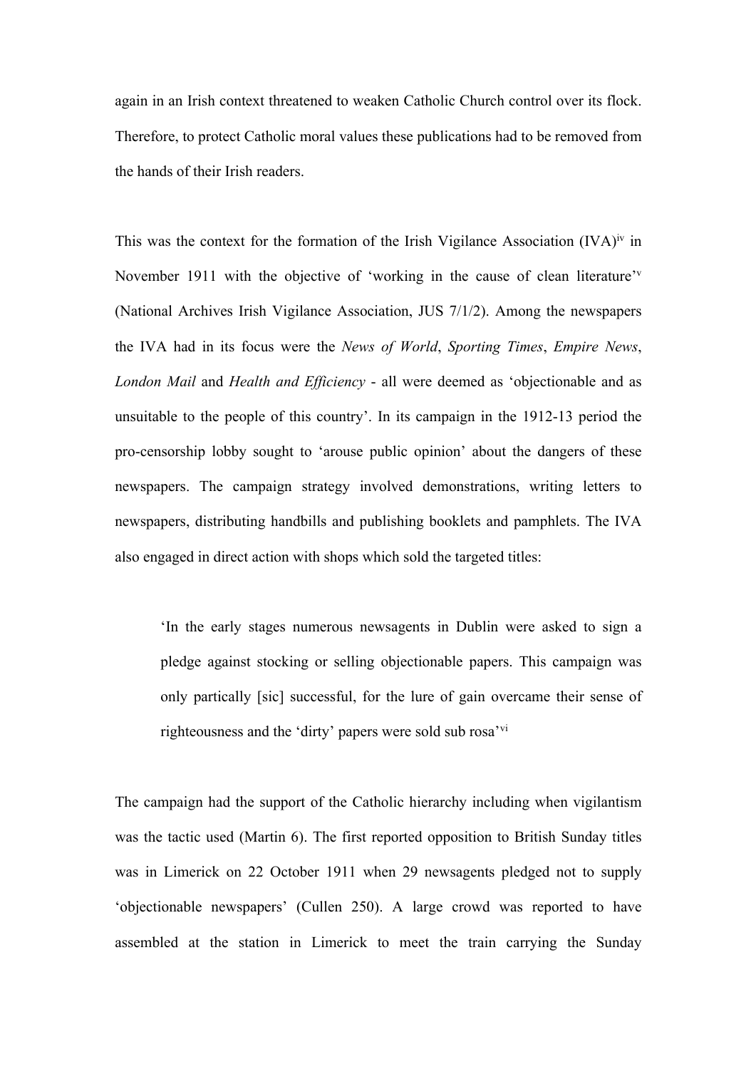again in an Irish context threatened to weaken Catholic Church control over its flock. Therefore, to protect Catholic moral values these publications had to be removed from the hands of their Irish readers.

This was the context for the formation of the Irish Vigilance Association (IVA)[iv] in November 1911 with the objective of 'working in the cause of clean literature'[v] (National Archives Irish Vigilance Association, JUS 7/1/2). Among the newspapers the IVA had in its focus were the *News of World*, *Sporting Times*, *Empire News*, *London Mail* and *Health and Efficiency* - all were deemed as 'objectionable and as unsuitable to the people of this country'. In its campaign in the 1912-13 period the pro-censorship lobby sought to 'arouse public opinion' about the dangers of these newspapers. The campaign strategy involved demonstrations, writing letters to newspapers, distributing handbills and publishing booklets and pamphlets. The IVA also engaged in direct action with shops which sold the targeted titles:

> 'In the early stages numerous newsagents in Dublin were asked to sign a pledge against stocking or selling objectionable papers. This campaign was only partically [sic] successful, for the lure of gain overcame their sense of righteousness and the 'dirty' papers were sold sub rosa'[vi]

The campaign had the support of the Catholic hierarchy including when vigilantism was the tactic used (Martin 6). The first reported opposition to British Sunday titles was in Limerick on 22 October 1911 when 29 newsagents pledged not to supply 'objectionable newspapers' (Cullen 250). A large crowd was reported to have assembled at the station in Limerick to meet the train carrying the Sunday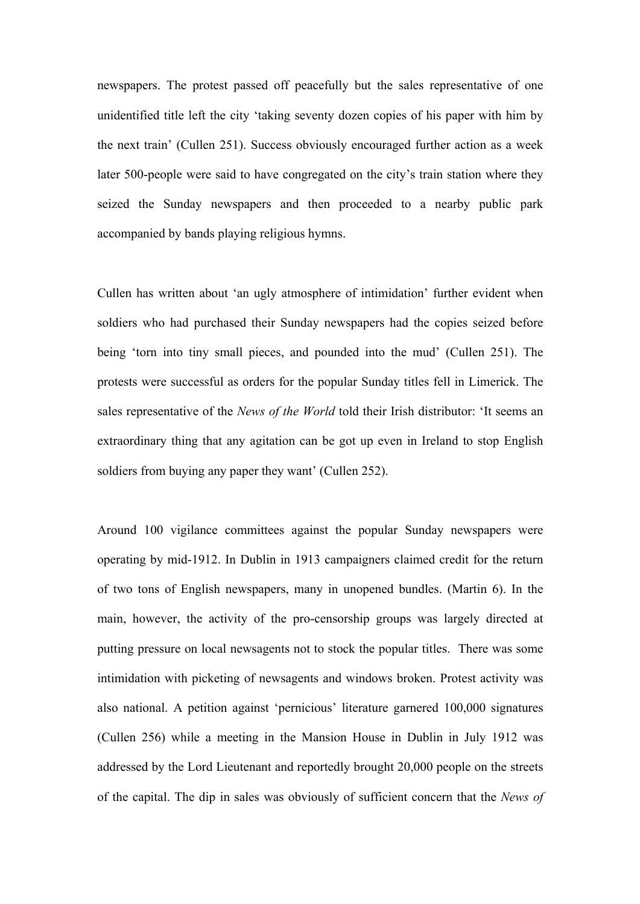newspapers. The protest passed off peacefully but the sales representative of one unidentified title left the city 'taking seventy dozen copies of his paper with him by the next train' (Cullen 251). Success obviously encouraged further action as a week later 500-people were said to have congregated on the city's train station where they seized the Sunday newspapers and then proceeded to a nearby public park accompanied by bands playing religious hymns.

Cullen has written about 'an ugly atmosphere of intimidation' further evident when soldiers who had purchased their Sunday newspapers had the copies seized before being 'torn into tiny small pieces, and pounded into the mud' (Cullen 251). The protests were successful as orders for the popular Sunday titles fell in Limerick. The sales representative of the *News of the World* told their Irish distributor: 'It seems an extraordinary thing that any agitation can be got up even in Ireland to stop English soldiers from buying any paper they want' (Cullen 252).

Around 100 vigilance committees against the popular Sunday newspapers were operating by mid-1912. In Dublin in 1913 campaigners claimed credit for the return of two tons of English newspapers, many in unopened bundles. (Martin 6). In the main, however, the activity of the pro-censorship groups was largely directed at putting pressure on local newsagents not to stock the popular titles. There was some intimidation with picketing of newsagents and windows broken. Protest activity was also national. A petition against 'pernicious' literature garnered 100,000 signatures (Cullen 256) while a meeting in the Mansion House in Dublin in July 1912 was addressed by the Lord Lieutenant and reportedly brought 20,000 people on the streets of the capital. The dip in sales was obviously of sufficient concern that the *News of*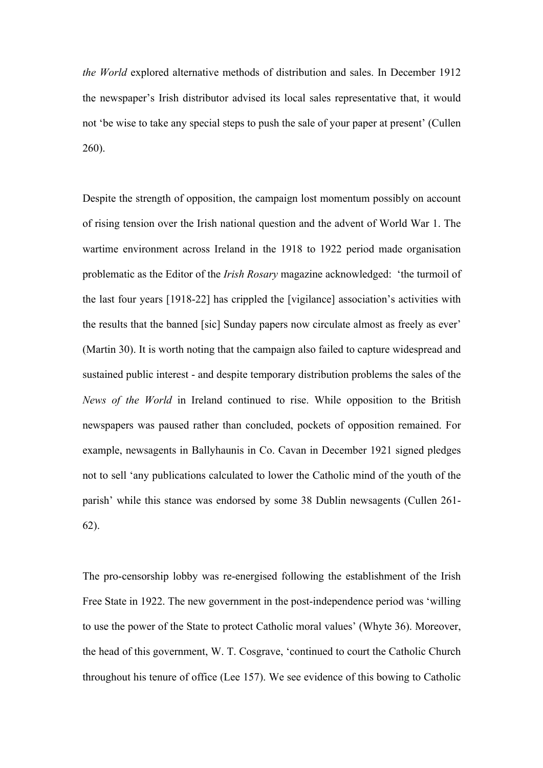*the World* explored alternative methods of distribution and sales. In December 1912 the newspaper's Irish distributor advised its local sales representative that, it would not 'be wise to take any special steps to push the sale of your paper at present' (Cullen 260).

Despite the strength of opposition, the campaign lost momentum possibly on account of rising tension over the Irish national question and the advent of World War 1. The wartime environment across Ireland in the 1918 to 1922 period made organisation problematic as the Editor of the *Irish Rosary* magazine acknowledged: 'the turmoil of the last four years [1918-22] has crippled the [vigilance] association's activities with the results that the banned [sic] Sunday papers now circulate almost as freely as ever' (Martin 30). It is worth noting that the campaign also failed to capture widespread and sustained public interest - and despite temporary distribution problems the sales of the *News of the World* in Ireland continued to rise. While opposition to the British newspapers was paused rather than concluded, pockets of opposition remained. For example, newsagents in Ballyhaunis in Co. Cavan in December 1921 signed pledges not to sell 'any publications calculated to lower the Catholic mind of the youth of the parish' while this stance was endorsed by some 38 Dublin newsagents (Cullen 261-62).

The pro-censorship lobby was re-energised following the establishment of the Irish Free State in 1922. The new government in the post-independence period was 'willing to use the power of the State to protect Catholic moral values' (Whyte 36). Moreover, the head of this government, W. T. Cosgrave, 'continued to court the Catholic Church throughout his tenure of office (Lee 157). We see evidence of this bowing to Catholic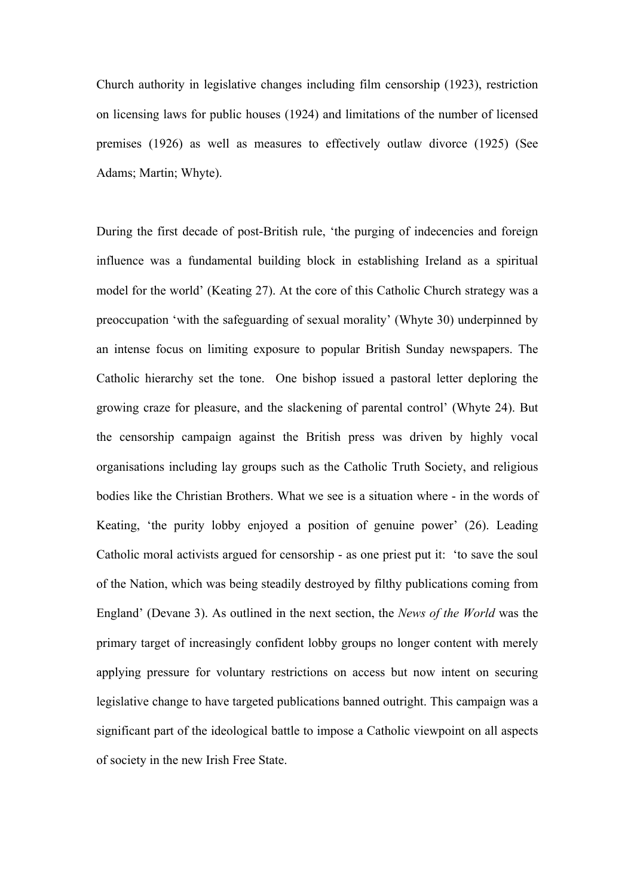Church authority in legislative changes including film censorship (1923), restriction on licensing laws for public houses (1924) and limitations of the number of licensed premises (1926) as well as measures to effectively outlaw divorce (1925) (See Adams; Martin; Whyte).

During the first decade of post-British rule, 'the purging of indecencies and foreign influence was a fundamental building block in establishing Ireland as a spiritual model for the world' (Keating 27). At the core of this Catholic Church strategy was a preoccupation 'with the safeguarding of sexual morality' (Whyte 30) underpinned by an intense focus on limiting exposure to popular British Sunday newspapers. The Catholic hierarchy set the tone. One bishop issued a pastoral letter deploring the growing craze for pleasure, and the slackening of parental control' (Whyte 24). But the censorship campaign against the British press was driven by highly vocal organisations including lay groups such as the Catholic Truth Society, and religious bodies like the Christian Brothers. What we see is a situation where - in the words of Keating, 'the purity lobby enjoyed a position of genuine power' (26). Leading Catholic moral activists argued for censorship - as one priest put it: 'to save the soul of the Nation, which was being steadily destroyed by filthy publications coming from England' (Devane 3). As outlined in the next section, the *News of the World* was the primary target of increasingly confident lobby groups no longer content with merely applying pressure for voluntary restrictions on access but now intent on securing legislative change to have targeted publications banned outright. This campaign was a significant part of the ideological battle to impose a Catholic viewpoint on all aspects of society in the new Irish Free State.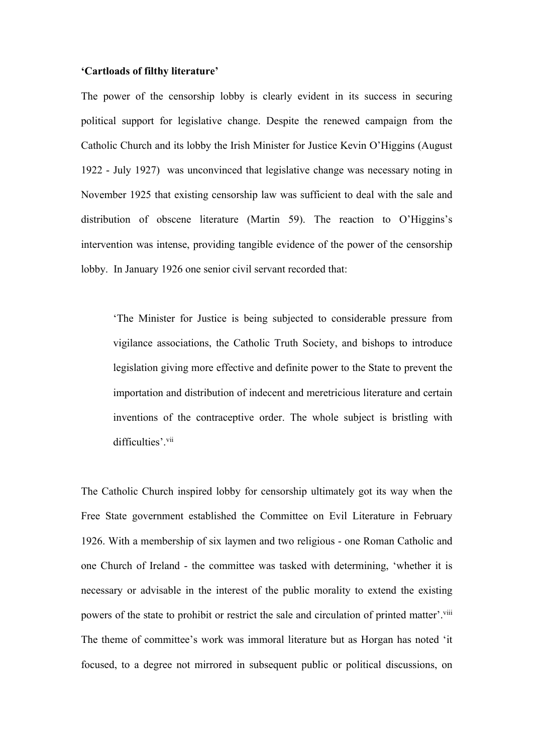**‘Cartloads of filthy literature’**

The power of the censorship lobby is clearly evident in its success in securing political support for legislative change. Despite the renewed campaign from the Catholic Church and its lobby the Irish Minister for Justice Kevin O’Higgins (August 1922 - July 1927) was unconvinced that legislative change was necessary noting in November 1925 that existing censorship law was sufficient to deal with the sale and distribution of obscene literature (Martin 59). The reaction to O’Higgins’s intervention was intense, providing tangible evidence of the power of the censorship lobby. In January 1926 one senior civil servant recorded that:

> ‘The Minister for Justice is being subjected to considerable pressure from vigilance associations, the Catholic Truth Society, and bishops to introduce legislation giving more effective and definite power to the State to prevent the importation and distribution of indecent and meretricious literature and certain inventions of the contraceptive order. The whole subject is bristling with difficulties’.[vii]

The Catholic Church inspired lobby for censorship ultimately got its way when the Free State government established the Committee on Evil Literature in February 1926. With a membership of six laymen and two religious - one Roman Catholic and one Church of Ireland - the committee was tasked with determining, ‘whether it is necessary or advisable in the interest of the public morality to extend the existing powers of the state to prohibit or restrict the sale and circulation of printed matter’.[viii] The theme of committee’s work was immoral literature but as Horgan has noted ‘it focused, to a degree not mirrored in subsequent public or political discussions, on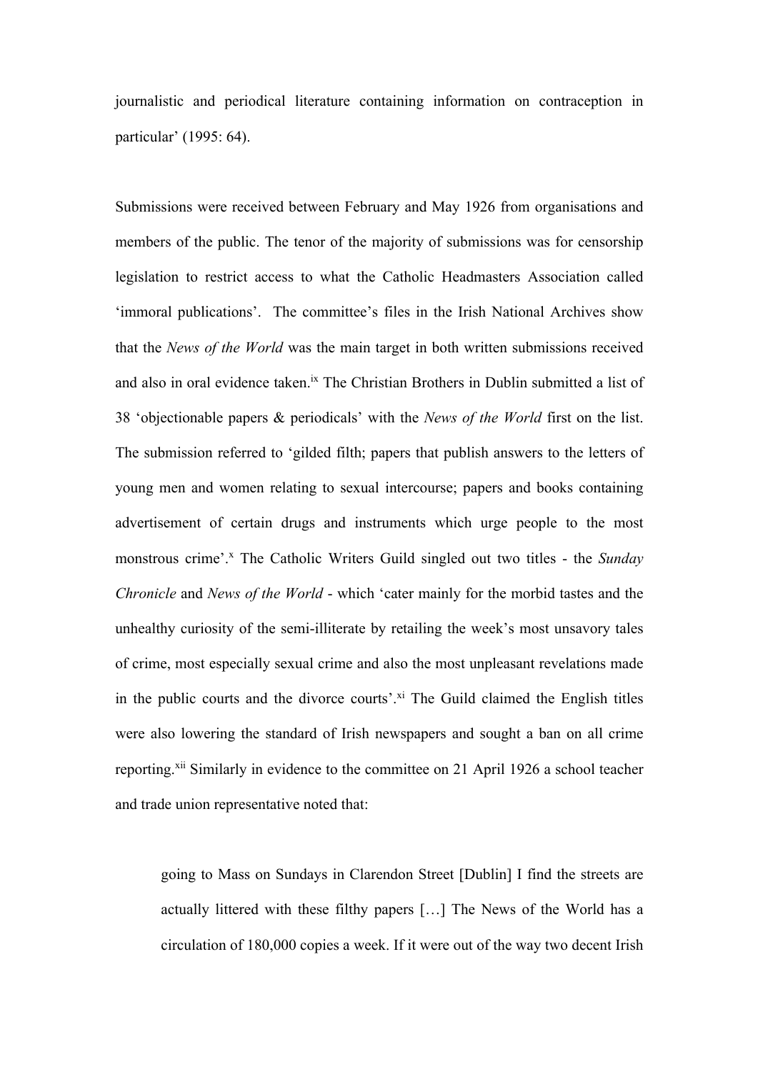journalistic and periodical literature containing information on contraception in particular' (1995: 64).

Submissions were received between February and May 1926 from organisations and members of the public. The tenor of the majority of submissions was for censorship legislation to restrict access to what the Catholic Headmasters Association called 'immoral publications'. The committee's files in the Irish National Archives show that the *News of the World* was the main target in both written submissions received and also in oral evidence taken.[ix] The Christian Brothers in Dublin submitted a list of 38 'objectionable papers & periodicals' with the *News of the World* first on the list. The submission referred to 'gilded filth; papers that publish answers to the letters of young men and women relating to sexual intercourse; papers and books containing advertisement of certain drugs and instruments which urge people to the most monstrous crime'.[x] The Catholic Writers Guild singled out two titles - the *Sunday Chronicle* and *News of the World* - which 'cater mainly for the morbid tastes and the unhealthy curiosity of the semi-illiterate by retailing the week's most unsavory tales of crime, most especially sexual crime and also the most unpleasant revelations made in the public courts and the divorce courts'.[xi] The Guild claimed the English titles were also lowering the standard of Irish newspapers and sought a ban on all crime reporting.[xii] Similarly in evidence to the committee on 21 April 1926 a school teacher and trade union representative noted that:

> going to Mass on Sundays in Clarendon Street [Dublin] I find the streets are actually littered with these filthy papers […] The News of the World has a circulation of 180,000 copies a week. If it were out of the way two decent Irish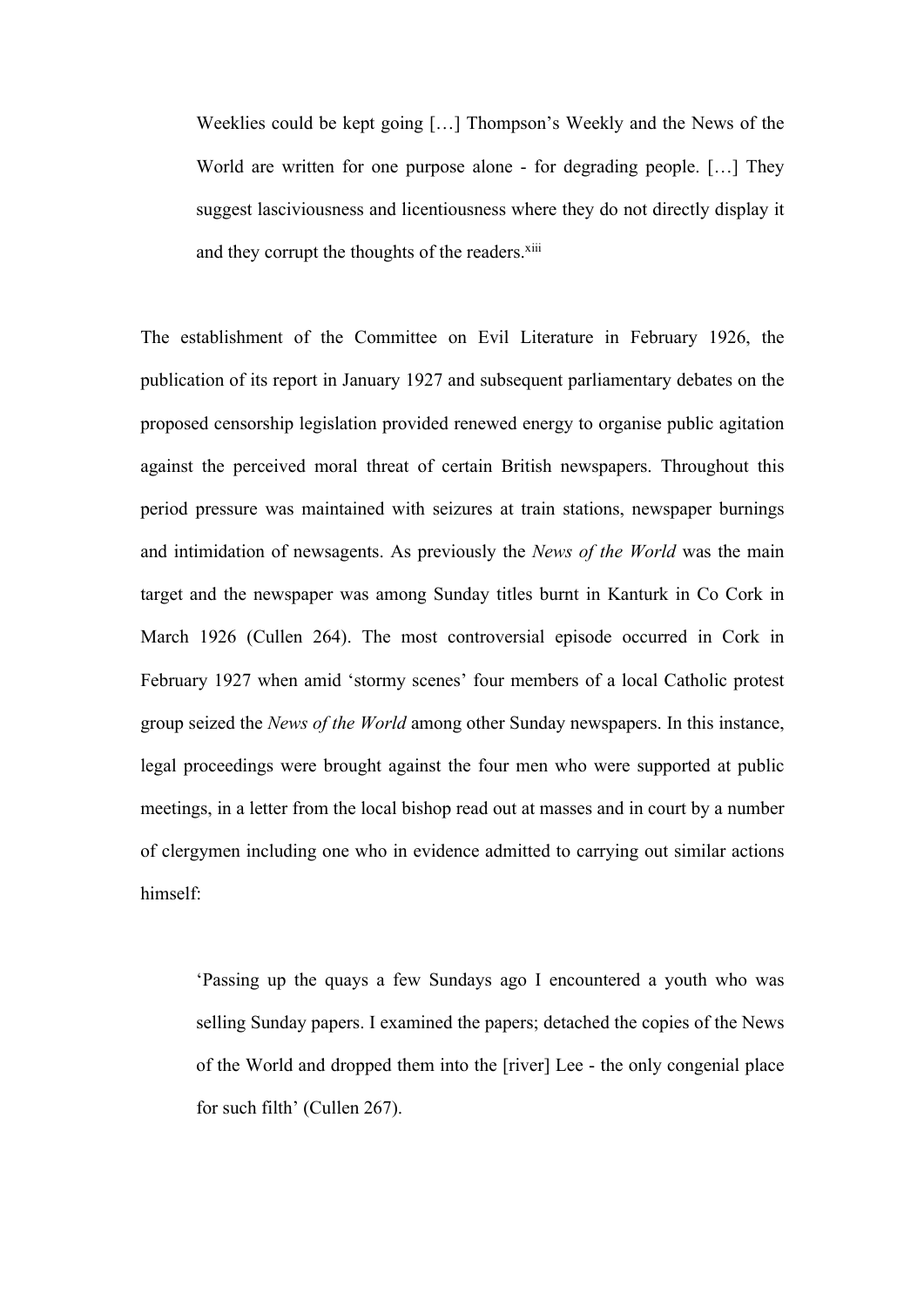> Weeklies could be kept going […] Thompson's Weekly and the News of the World are written for one purpose alone - for degrading people. […] They suggest lasciviousness and licentiousness where they do not directly display it and they corrupt the thoughts of the readers.[xiii]

The establishment of the Committee on Evil Literature in February 1926, the publication of its report in January 1927 and subsequent parliamentary debates on the proposed censorship legislation provided renewed energy to organise public agitation against the perceived moral threat of certain British newspapers. Throughout this period pressure was maintained with seizures at train stations, newspaper burnings and intimidation of newsagents. As previously the *News of the World* was the main target and the newspaper was among Sunday titles burnt in Kanturk in Co Cork in March 1926 (Cullen 264). The most controversial episode occurred in Cork in February 1927 when amid 'stormy scenes' four members of a local Catholic protest group seized the *News of the World* among other Sunday newspapers. In this instance, legal proceedings were brought against the four men who were supported at public meetings, in a letter from the local bishop read out at masses and in court by a number of clergymen including one who in evidence admitted to carrying out similar actions himself:

> 'Passing up the quays a few Sundays ago I encountered a youth who was selling Sunday papers. I examined the papers; detached the copies of the News of the World and dropped them into the [river] Lee - the only congenial place for such filth' (Cullen 267).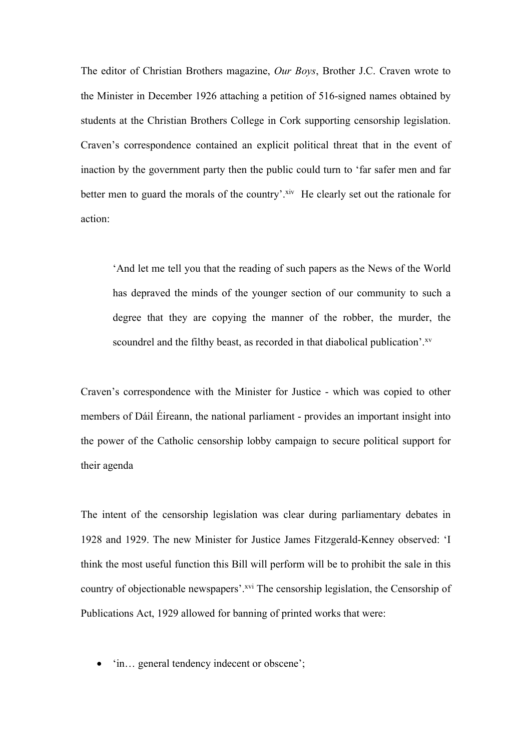The editor of Christian Brothers magazine, *Our Boys*, Brother J.C. Craven wrote to the Minister in December 1926 attaching a petition of 516-signed names obtained by students at the Christian Brothers College in Cork supporting censorship legislation. Craven's correspondence contained an explicit political threat that in the event of inaction by the government party then the public could turn to 'far safer men and far better men to guard the morals of the country'.[xiv] He clearly set out the rationale for action:

> 'And let me tell you that the reading of such papers as the News of the World has depraved the minds of the younger section of our community to such a degree that they are copying the manner of the robber, the murder, the scoundrel and the filthy beast, as recorded in that diabolical publication'.[xv]

Craven's correspondence with the Minister for Justice - which was copied to other members of Dáil Éireann, the national parliament - provides an important insight into the power of the Catholic censorship lobby campaign to secure political support for their agenda

The intent of the censorship legislation was clear during parliamentary debates in 1928 and 1929. The new Minister for Justice James Fitzgerald-Kenney observed: 'I think the most useful function this Bill will perform will be to prohibit the sale in this country of objectionable newspapers'.[xvi] The censorship legislation, the Censorship of Publications Act, 1929 allowed for banning of printed works that were:

- 'in… general tendency indecent or obscene';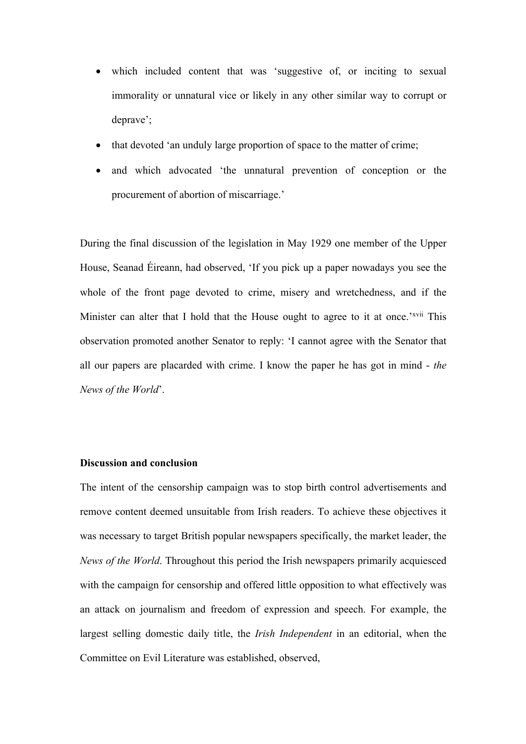- which included content that was 'suggestive of, or inciting to sexual immorality or unnatural vice or likely in any other similar way to corrupt or deprave';
- that devoted 'an unduly large proportion of space to the matter of crime;
- and which advocated 'the unnatural prevention of conception or the procurement of abortion of miscarriage.'

During the final discussion of the legislation in May 1929 one member of the Upper House, Seanad Éireann, had observed, 'If you pick up a paper nowadays you see the whole of the front page devoted to crime, misery and wretchedness, and if the Minister can alter that I hold that the House ought to agree to it at once.'[xvii] This observation promoted another Senator to reply: 'I cannot agree with the Senator that all our papers are placarded with crime. I know the paper he has got in mind - *the News of the World*'.

**Discussion and conclusion**

The intent of the censorship campaign was to stop birth control advertisements and remove content deemed unsuitable from Irish readers. To achieve these objectives it was necessary to target British popular newspapers specifically, the market leader, the *News of the World*. Throughout this period the Irish newspapers primarily acquiesced with the campaign for censorship and offered little opposition to what effectively was an attack on journalism and freedom of expression and speech. For example, the largest selling domestic daily title, the *Irish Independent* in an editorial, when the Committee on Evil Literature was established, observed,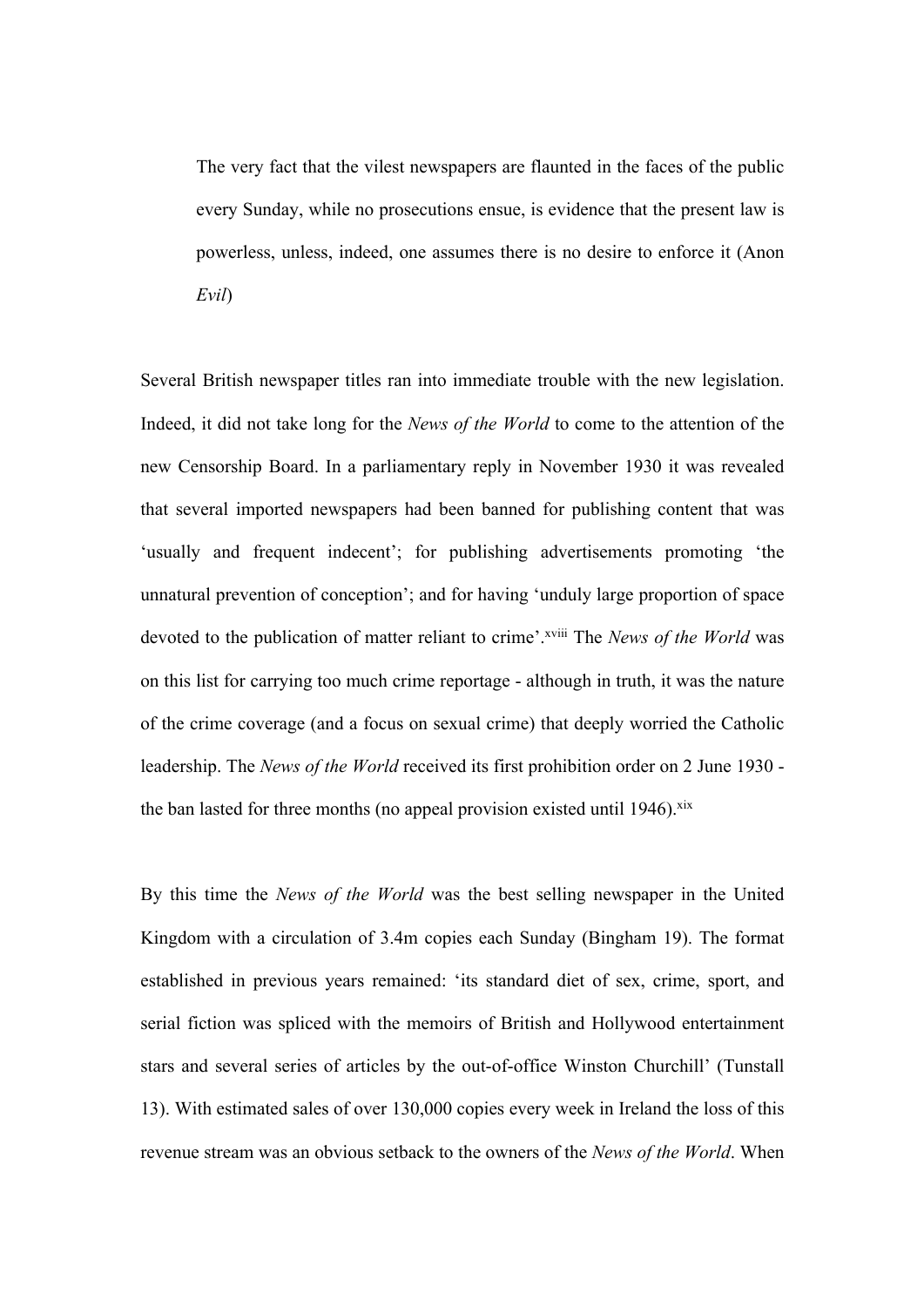> The very fact that the vilest newspapers are flaunted in the faces of the public every Sunday, while no prosecutions ensue, is evidence that the present law is powerless, unless, indeed, one assumes there is no desire to enforce it (Anon *Evil*)

Several British newspaper titles ran into immediate trouble with the new legislation. Indeed, it did not take long for the *News of the World* to come to the attention of the new Censorship Board. In a parliamentary reply in November 1930 it was revealed that several imported newspapers had been banned for publishing content that was 'usually and frequent indecent'; for publishing advertisements promoting 'the unnatural prevention of conception'; and for having 'unduly large proportion of space devoted to the publication of matter reliant to crime'.[xviii] The *News of the World* was on this list for carrying too much crime reportage - although in truth, it was the nature of the crime coverage (and a focus on sexual crime) that deeply worried the Catholic leadership. The *News of the World* received its first prohibition order on 2 June 1930 - the ban lasted for three months (no appeal provision existed until 1946).[xix]

By this time the *News of the World* was the best selling newspaper in the United Kingdom with a circulation of 3.4m copies each Sunday (Bingham 19). The format established in previous years remained: 'its standard diet of sex, crime, sport, and serial fiction was spliced with the memoirs of British and Hollywood entertainment stars and several series of articles by the out-of-office Winston Churchill' (Tunstall 13). With estimated sales of over 130,000 copies every week in Ireland the loss of this revenue stream was an obvious setback to the owners of the *News of the World*. When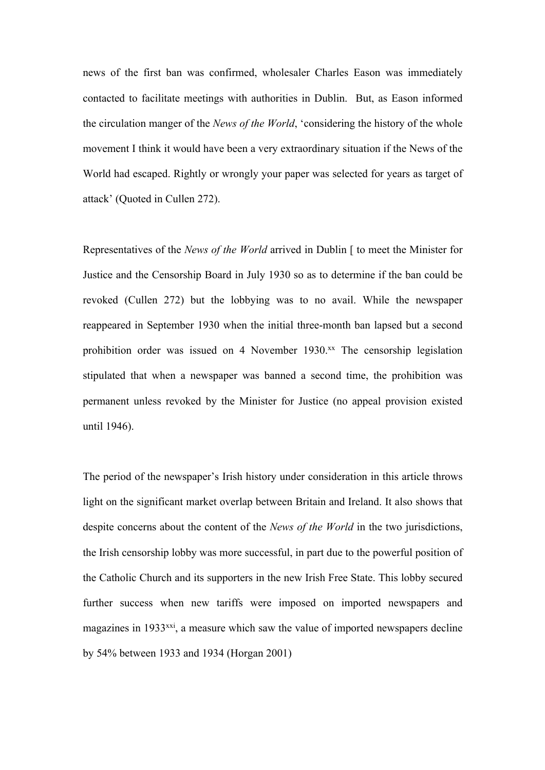news of the first ban was confirmed, wholesaler Charles Eason was immediately contacted to facilitate meetings with authorities in Dublin. But, as Eason informed the circulation manger of the *News of the World*, 'considering the history of the whole movement I think it would have been a very extraordinary situation if the News of the World had escaped. Rightly or wrongly your paper was selected for years as target of attack' (Quoted in Cullen 272).

Representatives of the *News of the World* arrived in Dublin [ to meet the Minister for Justice and the Censorship Board in July 1930 so as to determine if the ban could be revoked (Cullen 272) but the lobbying was to no avail. While the newspaper reappeared in September 1930 when the initial three-month ban lapsed but a second prohibition order was issued on 4 November 1930.[xx] The censorship legislation stipulated that when a newspaper was banned a second time, the prohibition was permanent unless revoked by the Minister for Justice (no appeal provision existed until 1946).

The period of the newspaper's Irish history under consideration in this article throws light on the significant market overlap between Britain and Ireland. It also shows that despite concerns about the content of the *News of the World* in the two jurisdictions, the Irish censorship lobby was more successful, in part due to the powerful position of the Catholic Church and its supporters in the new Irish Free State. This lobby secured further success when new tariffs were imposed on imported newspapers and magazines in 1933[xxi], a measure which saw the value of imported newspapers decline by 54% between 1933 and 1934 (Horgan 2001)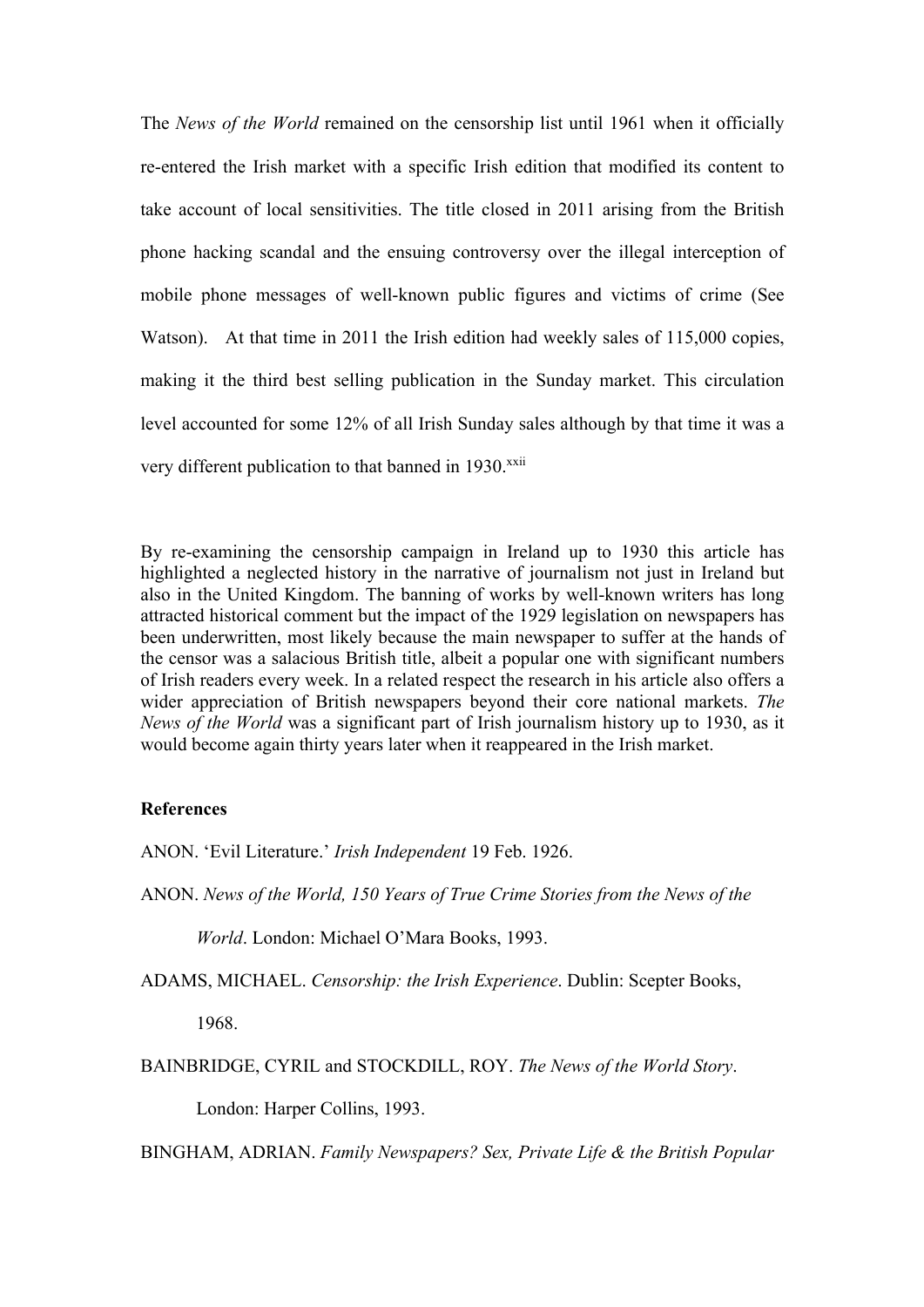The *News of the World* remained on the censorship list until 1961 when it officially re-entered the Irish market with a specific Irish edition that modified its content to take account of local sensitivities. The title closed in 2011 arising from the British phone hacking scandal and the ensuing controversy over the illegal interception of mobile phone messages of well-known public figures and victims of crime (See Watson). At that time in 2011 the Irish edition had weekly sales of 115,000 copies, making it the third best selling publication in the Sunday market. This circulation level accounted for some 12% of all Irish Sunday sales although by that time it was a very different publication to that banned in 1930.[xxii]

By re-examining the censorship campaign in Ireland up to 1930 this article has highlighted a neglected history in the narrative of journalism not just in Ireland but also in the United Kingdom. The banning of works by well-known writers has long attracted historical comment but the impact of the 1929 legislation on newspapers has been underwritten, most likely because the main newspaper to suffer at the hands of the censor was a salacious British title, albeit a popular one with significant numbers of Irish readers every week. In a related respect the research in his article also offers a wider appreciation of British newspapers beyond their core national markets. *The News of the World* was a significant part of Irish journalism history up to 1930, as it would become again thirty years later when it reappeared in the Irish market.

**References**

ANON. 'Evil Literature.' *Irish Independent* 19 Feb. 1926.

ANON. *News of the World, 150 Years of True Crime Stories from the News of the World*. London: Michael O'Mara Books, 1993.

ADAMS, MICHAEL. *Censorship: the Irish Experience*. Dublin: Scepter Books, 1968.

BAINBRIDGE, CYRIL and STOCKDILL, ROY. *The News of the World Story*. London: Harper Collins, 1993.

BINGHAM, ADRIAN. *Family Newspapers? Sex, Private Life & the British Popular*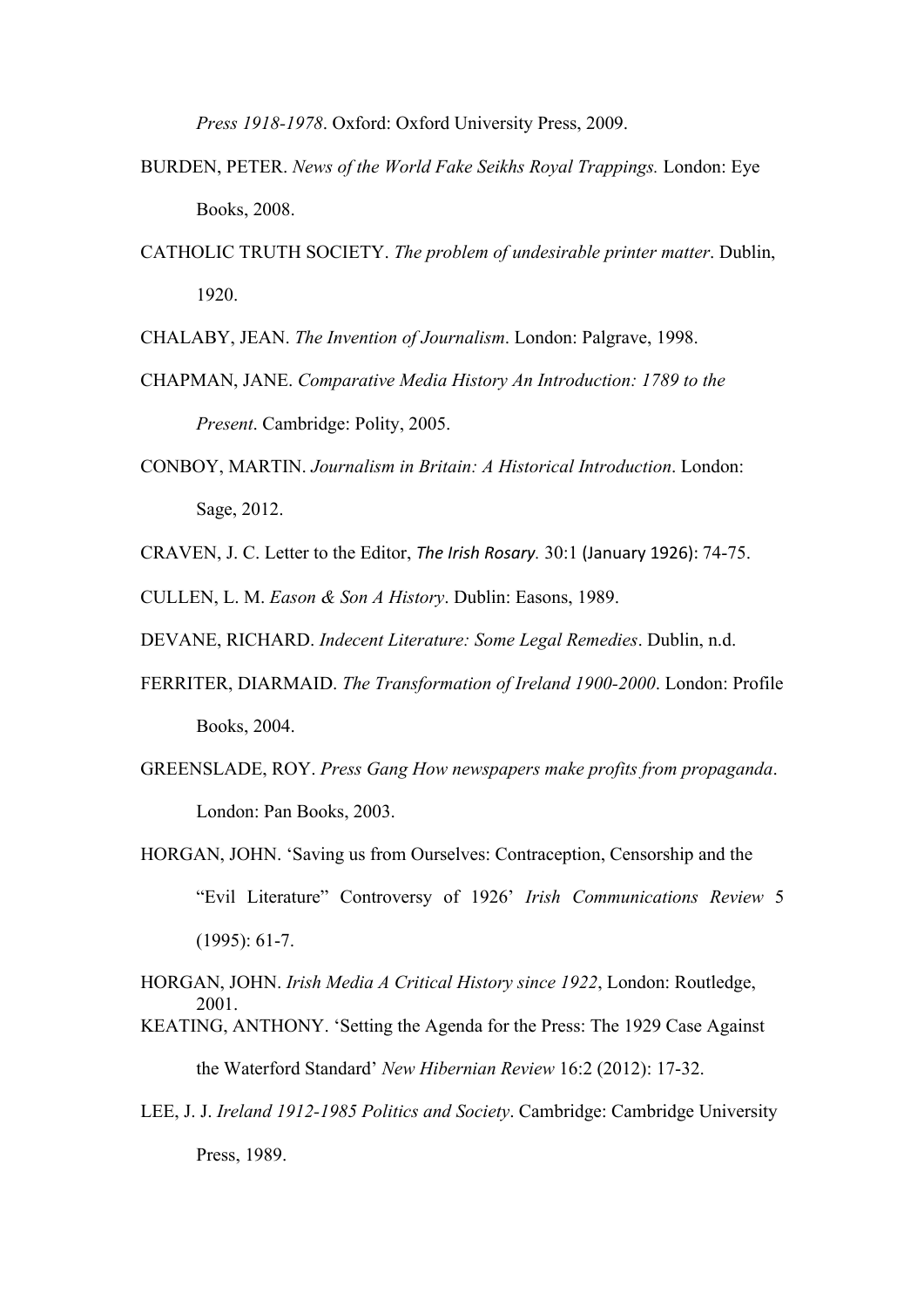*Press 1918-1978*. Oxford: Oxford University Press, 2009.

BURDEN, PETER. *News of the World Fake Seikhs Royal Trappings.* London: Eye Books, 2008.

CATHOLIC TRUTH SOCIETY. *The problem of undesirable printer matter*. Dublin, 1920.

CHALABY, JEAN. *The Invention of Journalism*. London: Palgrave, 1998.

CHAPMAN, JANE. *Comparative Media History An Introduction: 1789 to the Present*. Cambridge: Polity, 2005.

CONBOY, MARTIN. *Journalism in Britain: A Historical Introduction*. London: Sage, 2012.

CRAVEN, J. C. Letter to the Editor, *The Irish Rosary.* 30:1 (January 1926): 74-75.

CULLEN, L. M. *Eason & Son A History*. Dublin: Easons, 1989.

DEVANE, RICHARD. *Indecent Literature: Some Legal Remedies*. Dublin, n.d.

FERRITER, DIARMAID. *The Transformation of Ireland 1900-2000*. London: Profile Books, 2004.

GREENSLADE, ROY. *Press Gang How newspapers make profits from propaganda*. London: Pan Books, 2003.

HORGAN, JOHN. 'Saving us from Ourselves: Contraception, Censorship and the "Evil Literature" Controversy of 1926' *Irish Communications Review* 5 (1995): 61-7.

HORGAN, JOHN. *Irish Media A Critical History since 1922*, London: Routledge, 2001.

KEATING, ANTHONY. 'Setting the Agenda for the Press: The 1929 Case Against the Waterford Standard' *New Hibernian Review* 16:2 (2012): 17-32.

LEE, J. J. *Ireland 1912-1985 Politics and Society*. Cambridge: Cambridge University Press, 1989.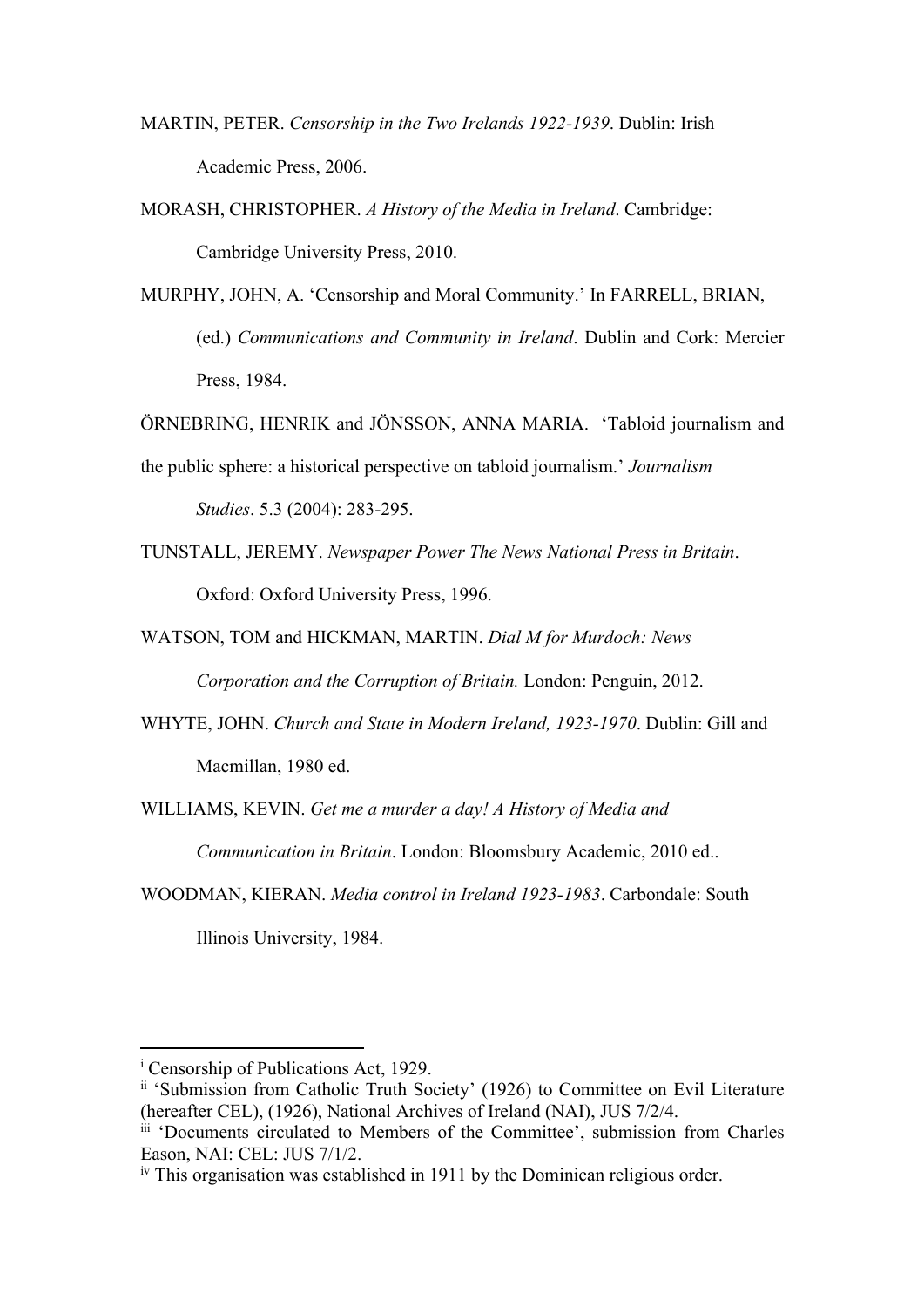MARTIN, PETER. *Censorship in the Two Irelands 1922-1939*. Dublin: Irish Academic Press, 2006.

MORASH, CHRISTOPHER. *A History of the Media in Ireland*. Cambridge: Cambridge University Press, 2010.

MURPHY, JOHN, A. 'Censorship and Moral Community.' In FARRELL, BRIAN, (ed.) *Communications and Community in Ireland*. Dublin and Cork: Mercier Press, 1984.

ÖRNEBRING, HENRIK and JÖNSSON, ANNA MARIA. 'Tabloid journalism and the public sphere: a historical perspective on tabloid journalism.' *Journalism Studies*. 5.3 (2004): 283-295.

TUNSTALL, JEREMY. *Newspaper Power The News National Press in Britain*. Oxford: Oxford University Press, 1996.

WATSON, TOM and HICKMAN, MARTIN. *Dial M for Murdoch: News Corporation and the Corruption of Britain.* London: Penguin, 2012.

WHYTE, JOHN. *Church and State in Modern Ireland, 1923-1970*. Dublin: Gill and Macmillan, 1980 ed.

WILLIAMS, KEVIN. *Get me a murder a day! A History of Media and Communication in Britain*. London: Bloomsbury Academic, 2010 ed..

WOODMAN, KIERAN. *Media control in Ireland 1923-1983*. Carbondale: South Illinois University, 1984.

---

[i] Censorship of Publications Act, 1929.

[ii] 'Submission from Catholic Truth Society' (1926) to Committee on Evil Literature (hereafter CEL), (1926), National Archives of Ireland (NAI), JUS 7/2/4.

[iii] 'Documents circulated to Members of the Committee', submission from Charles Eason, NAI: CEL: JUS 7/1/2.

[iv] This organisation was established in 1911 by the Dominican religious order.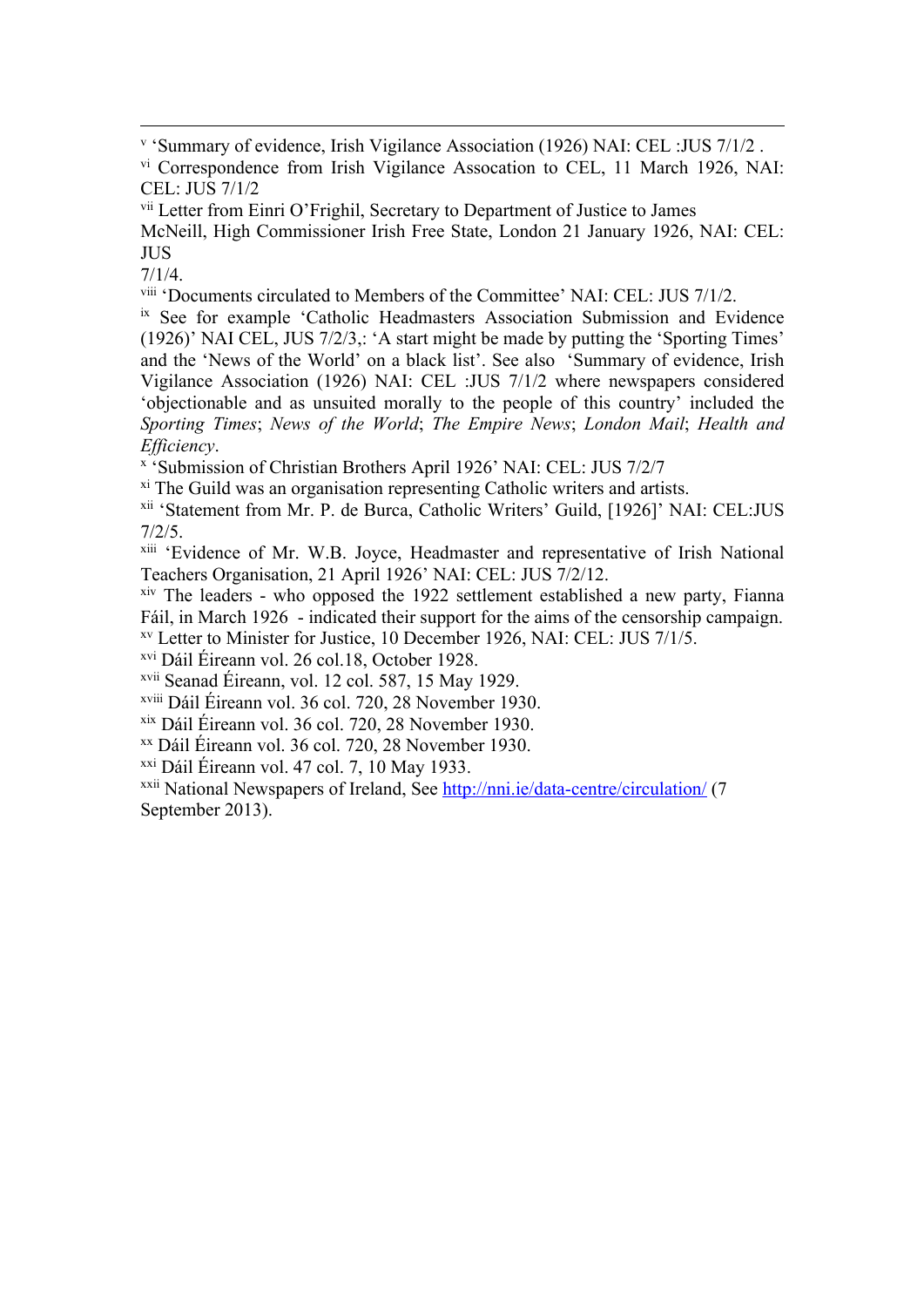[v] 'Summary of evidence, Irish Vigilance Association (1926) NAI: CEL :JUS 7/1/2 .

[vi] Correspondence from Irish Vigilance Assocation to CEL, 11 March 1926, NAI: CEL: JUS 7/1/2

[vii] Letter from Einri O'Frighil, Secretary to Department of Justice to James McNeill, High Commissioner Irish Free State, London 21 January 1926, NAI: CEL: JUS 7/1/4.

[viii] 'Documents circulated to Members of the Committee' NAI: CEL: JUS 7/1/2.

[ix] See for example 'Catholic Headmasters Association Submission and Evidence (1926)' NAI CEL, JUS 7/2/3,: 'A start might be made by putting the 'Sporting Times' and the 'News of the World' on a black list'. See also 'Summary of evidence, Irish Vigilance Association (1926) NAI: CEL :JUS 7/1/2 where newspapers considered 'objectionable and as unsuited morally to the people of this country' included the *Sporting Times*; *News of the World*; *The Empire News*; *London Mail*; *Health and Efficiency*.

[x] 'Submission of Christian Brothers April 1926' NAI: CEL: JUS 7/2/7

[xi] The Guild was an organisation representing Catholic writers and artists.

[xii] 'Statement from Mr. P. de Burca, Catholic Writers' Guild, [1926]' NAI: CEL:JUS 7/2/5.

[xiii] 'Evidence of Mr. W.B. Joyce, Headmaster and representative of Irish National Teachers Organisation, 21 April 1926' NAI: CEL: JUS 7/2/12.

[xiv] The leaders - who opposed the 1922 settlement established a new party, Fianna Fáil, in March 1926 - indicated their support for the aims of the censorship campaign.

[xv] Letter to Minister for Justice, 10 December 1926, NAI: CEL: JUS 7/1/5.

[xvi] Dáil Éireann vol. 26 col.18, October 1928.

[xvii] Seanad Éireann, vol. 12 col. 587, 15 May 1929.

[xviii] Dáil Éireann vol. 36 col. 720, 28 November 1930.

[xix] Dáil Éireann vol. 36 col. 720, 28 November 1930.

[xx] Dáil Éireann vol. 36 col. 720, 28 November 1930.

[xxi] Dáil Éireann vol. 47 col. 7, 10 May 1933.

[xxii] National Newspapers of Ireland, See http://nni.ie/data-centre/circulation/ (7 September 2013).